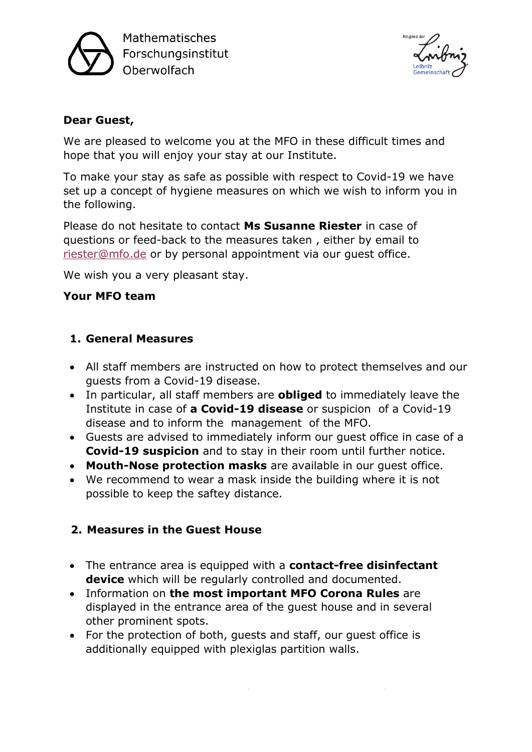Mathematisches Forschungsinstitut Oberwolfach

Mitglied der Leibniz Gemeinschaft

**Dear Guest,**

We are pleased to welcome you at the MFO in these difficult times and hope that you will enjoy your stay at our Institute.

To make your stay as safe as possible with respect to Covid-19 we have set up a concept of hygiene measures on which we wish to inform you in the following.

Please do not hesitate to contact **Ms Susanne Riester** in case of questions or feed-back to the measures taken , either by email to riester@mfo.de or by personal appointment via our guest office.

We wish you a very pleasant stay.

**Your MFO team**

## 1. General Measures

- All staff members are instructed on how to protect themselves and our guests from a Covid-19 disease.
- In particular, all staff members are **obliged** to immediately leave the Institute in case of **a Covid-19 disease** or suspicion of a Covid-19 disease and to inform the management of the MFO.
- Guests are advised to immediately inform our guest office in case of a **Covid-19 suspicion** and to stay in their room until further notice.
- **Mouth-Nose protection masks** are available in our guest office.
- We recommend to wear a mask inside the building where it is not possible to keep the saftey distance.

## 2. Measures in the Guest House

- The entrance area is equipped with a **contact-free disinfectant device** which will be regularly controlled and documented.
- Information on **the most important MFO Corona Rules** are displayed in the entrance area of the guest house and in several other prominent spots.
- For the protection of both, guests and staff, our guest office is additionally equipped with plexiglas partition walls.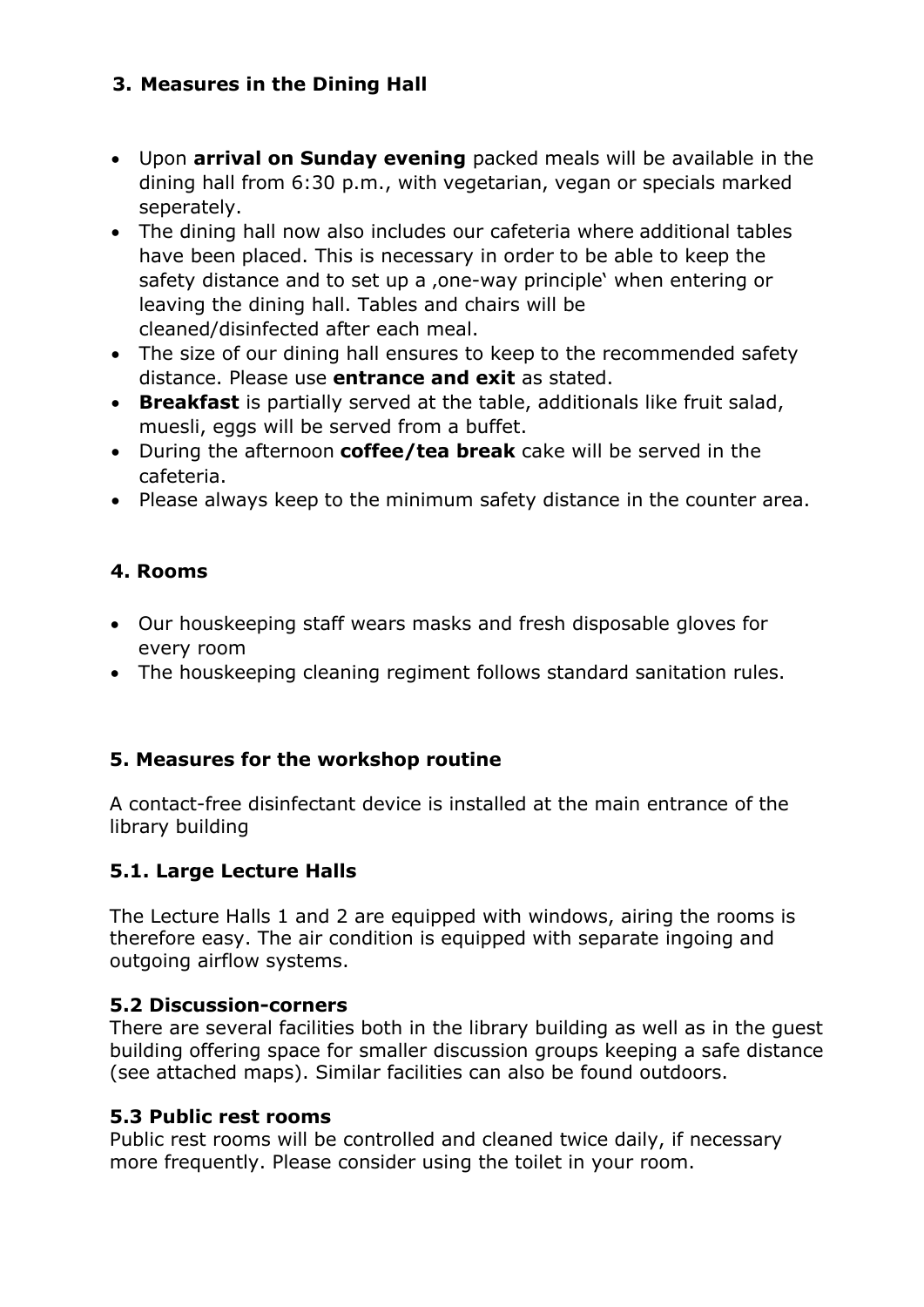## 3. Measures in the Dining Hall

- Upon **arrival on Sunday evening** packed meals will be available in the dining hall from 6:30 p.m., with vegetarian, vegan or specials marked seperately.
- The dining hall now also includes our cafeteria where additional tables have been placed. This is necessary in order to be able to keep the safety distance and to set up a ‚one-way principle' when entering or leaving the dining hall. Tables and chairs will be cleaned/disinfected after each meal.
- The size of our dining hall ensures to keep to the recommended safety distance. Please use **entrance and exit** as stated.
- **Breakfast** is partially served at the table, additionals like fruit salad, muesli, eggs will be served from a buffet.
- During the afternoon **coffee/tea break** cake will be served in the cafeteria.
- Please always keep to the minimum safety distance in the counter area.

## 4. Rooms

- Our houskeeping staff wears masks and fresh disposable gloves for every room
- The houskeeping cleaning regiment follows standard sanitation rules.

## 5. Measures for the workshop routine

A contact-free disinfectant device is installed at the main entrance of the library building

### 5.1. Large Lecture Halls

The Lecture Halls 1 and 2 are equipped with windows, airing the rooms is therefore easy. The air condition is equipped with separate ingoing and outgoing airflow systems.

### 5.2 Discussion-corners

There are several facilities both in the library building as well as in the guest building offering space for smaller discussion groups keeping a safe distance (see attached maps). Similar facilities can also be found outdoors.

### 5.3 Public rest rooms

Public rest rooms will be controlled and cleaned twice daily, if necessary more frequently. Please consider using the toilet in your room.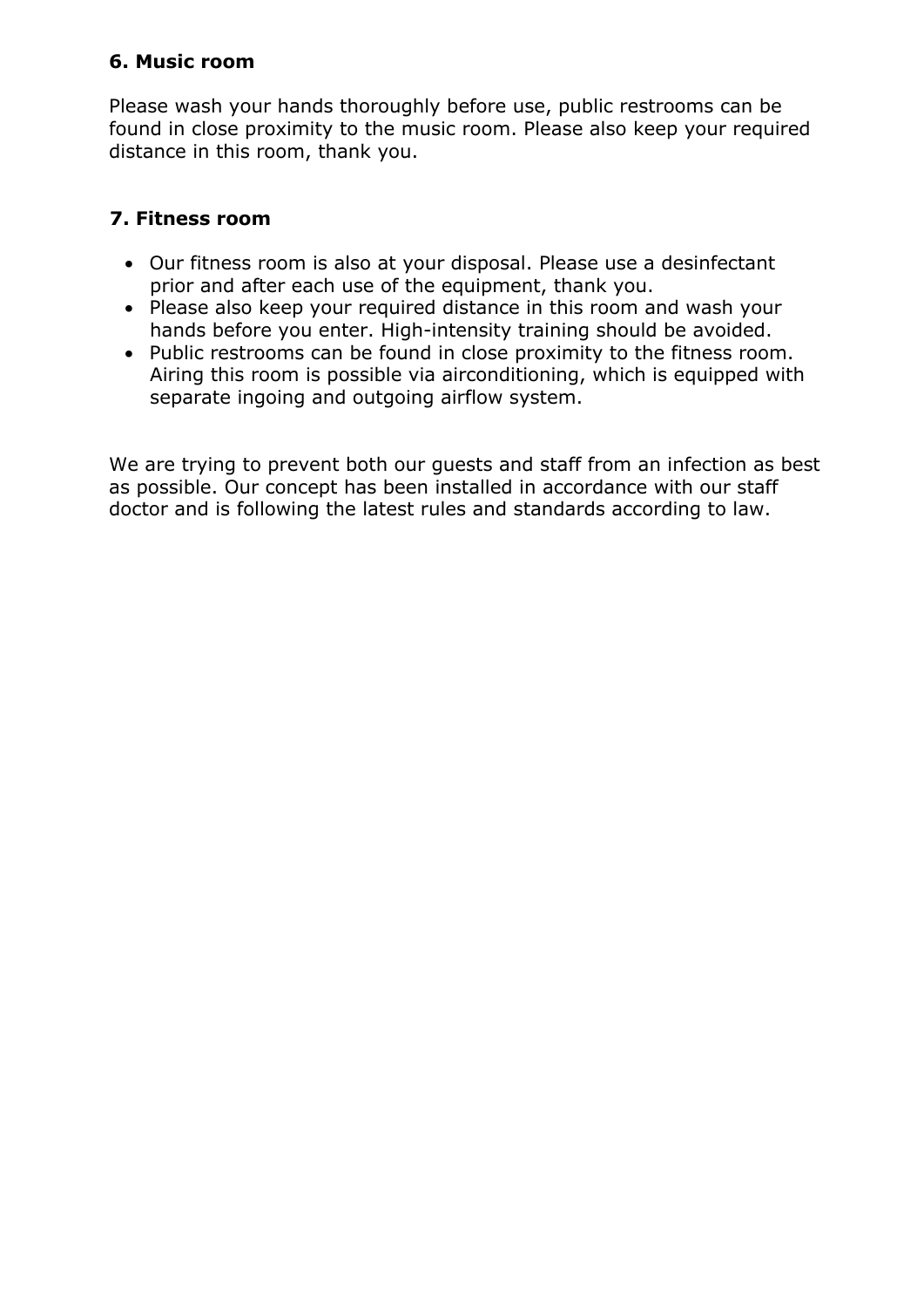### 6. Music room

Please wash your hands thoroughly before use, public restrooms can be found in close proximity to the music room. Please also keep your required distance in this room, thank you.

### 7. Fitness room

- Our fitness room is also at your disposal. Please use a desinfectant prior and after each use of the equipment, thank you.
- Please also keep your required distance in this room and wash your hands before you enter. High-intensity training should be avoided.
- Public restrooms can be found in close proximity to the fitness room. Airing this room is possible via airconditioning, which is equipped with separate ingoing and outgoing airflow system.

We are trying to prevent both our guests and staff from an infection as best as possible. Our concept has been installed in accordance with our staff doctor and is following the latest rules and standards according to law.